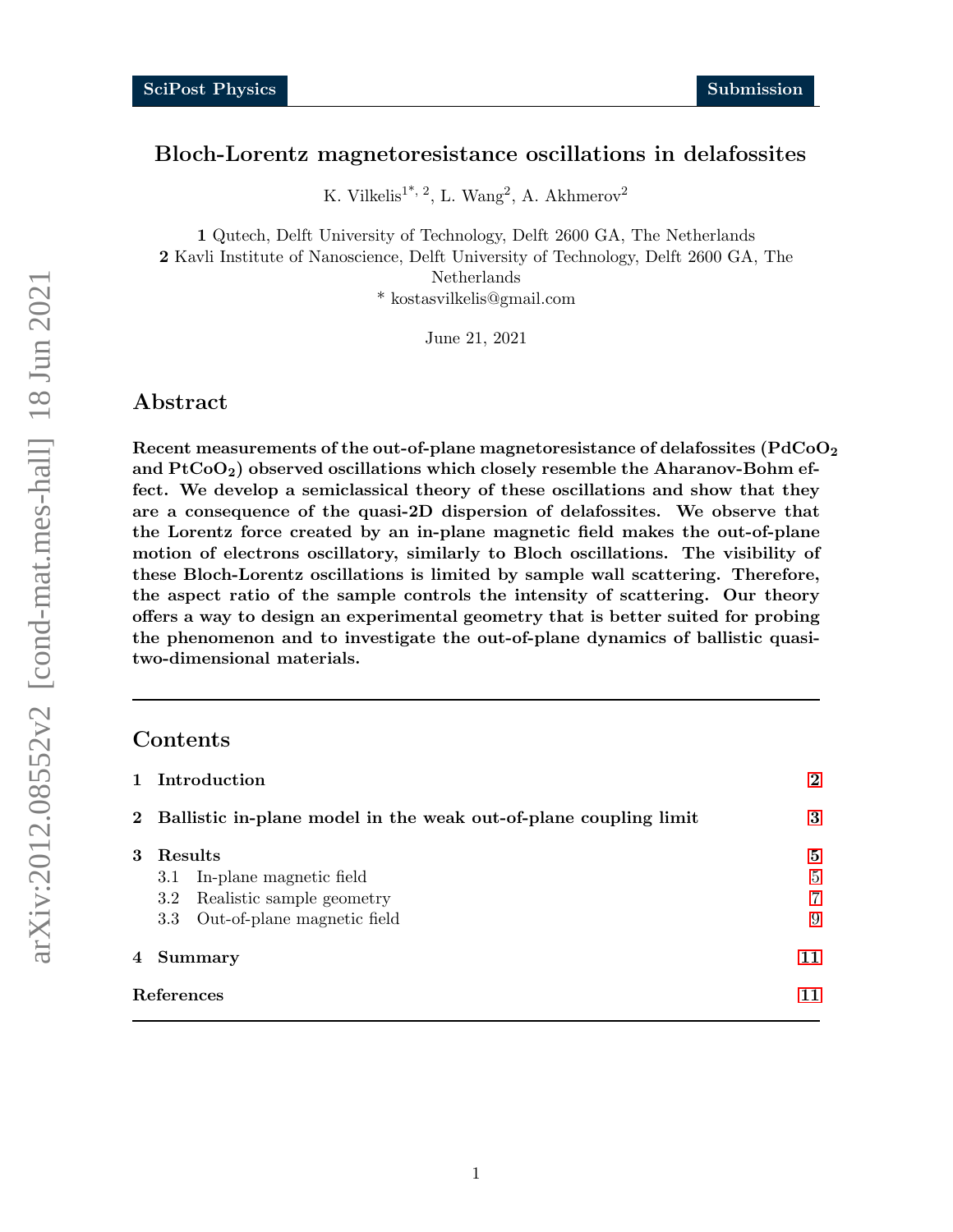# Bloch-Lorentz magnetoresistance oscillations in delafossites

K. Vilkelis[1*, 2], L. Wang[2], A. Akhmerov[2]

**1** Qutech, Delft University of Technology, Delft 2600 GA, The Netherlands
**2** Kavli Institute of Nanoscience, Delft University of Technology, Delft 2600 GA, The Netherlands
* kostasvilkelis@gmail.com

June 21, 2021

## Abstract

**Recent measurements of the out-of-plane magnetoresistance of delafossites ($PdCoO_2$ and $PtCoO_2$) observed oscillations which closely resemble the Aharanov-Bohm effect. We develop a semiclassical theory of these oscillations and show that they are a consequence of the quasi-2D dispersion of delafossites. We observe that the Lorentz force created by an in-plane magnetic field makes the out-of-plane motion of electrons oscillatory, similarly to Bloch oscillations. The visibility of these Bloch-Lorentz oscillations is limited by sample wall scattering. Therefore, the aspect ratio of the sample controls the intensity of scattering. Our theory offers a way to design an experimental geometry that is better suited for probing the phenomenon and to investigate the out-of-plane dynamics of ballistic quasi-two-dimensional materials.**

---

## Contents

| | |
|---|---|
| **1 Introduction** | **2** |
| **2 Ballistic in-plane model in the weak out-of-plane coupling limit** | **3** |
| **3 Results** | **5** |
| 3.1 In-plane magnetic field | 5 |
| 3.2 Realistic sample geometry | 7 |
| 3.3 Out-of-plane magnetic field | 9 |
| **4 Summary** | **11** |
| **References** | **11** |

---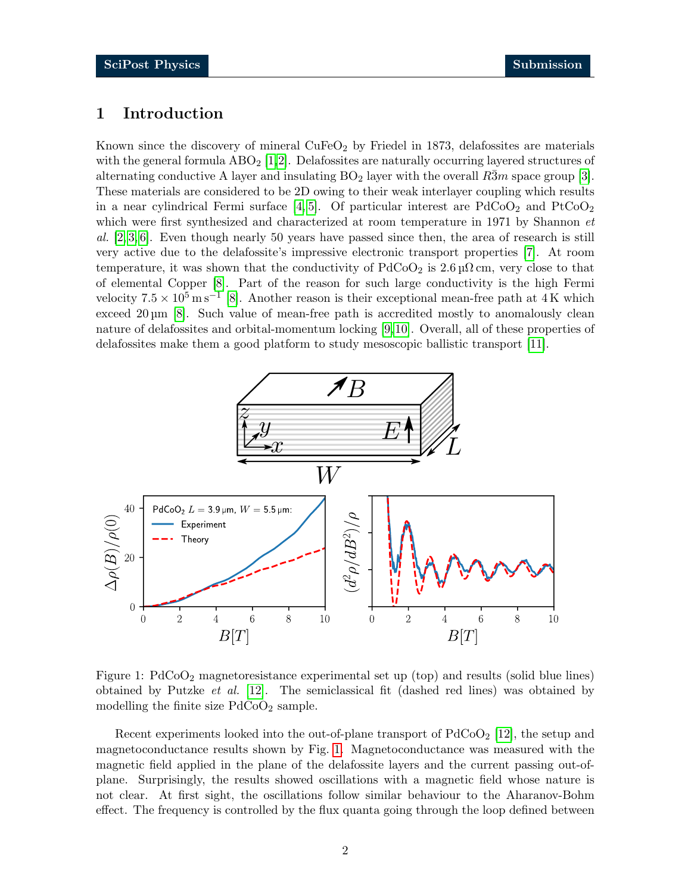## 1 Introduction

Known since the discovery of mineral $CuFeO_2$ by Friedel in 1873, delafossites are materials with the general formula $ABO_2$ [1,2]. Delafossites are naturally occurring layered structures of alternating conductive A layer and insulating $BO_2$ layer with the overall $R\bar{3}m$ space group [3]. These materials are considered to be 2D owing to their weak interlayer coupling which results in a near cylindrical Fermi surface [4,5]. Of particular interest are $PdCoO_2$ and $PtCoO_2$ which were first synthesized and characterized at room temperature in 1971 by Shannon *et al.* [2,3,6]. Even though nearly 50 years have passed since then, the area of research is still very active due to the delafossite's impressive electronic transport properties [7]. At room temperature, it was shown that the conductivity of $PdCoO_2$ is $2.6\,\mu\Omega\,\text{cm}$, very close to that of elemental Copper [8]. Part of the reason for such large conductivity is the high Fermi velocity $7.5 \times 10^5\,\text{m}\,\text{s}^{-1}$ [8]. Another reason is their exceptional mean-free path at 4 K which exceed $20\,\mu\text{m}$ [8]. Such value of mean-free path is accredited mostly to anomalously clean nature of delafossites and orbital-momentum locking [9,10]. Overall, all of these properties of delafossites make them a good platform to study mesoscopic ballistic transport [11].

Figure 1: $PdCoO_2$ magnetoresistance experimental set up (top) and results (solid blue lines) obtained by Putzke *et al.* [12]. The semiclassical fit (dashed red lines) was obtained by modelling the finite size $PdCoO_2$ sample.

Recent experiments looked into the out-of-plane transport of $PdCoO_2$ [12], the setup and magnetoconductance results shown by Fig. 1. Magnetoconductance was measured with the magnetic field applied in the plane of the delafossite layers and the current passing out-of-plane. Surprisingly, the results showed oscillations with a magnetic field whose nature is not clear. At first sight, the oscillations follow similar behaviour to the Aharanov-Bohm effect. The frequency is controlled by the flux quanta going through the loop defined between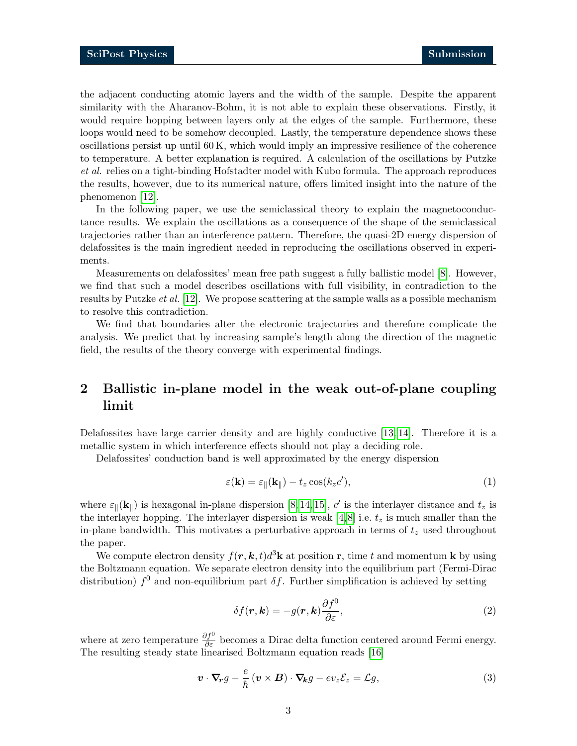the adjacent conducting atomic layers and the width of the sample. Despite the apparent similarity with the Aharanov-Bohm, it is not able to explain these observations. Firstly, it would require hopping between layers only at the edges of the sample. Furthermore, these loops would need to be somehow decoupled. Lastly, the temperature dependence shows these oscillations persist up until 60 K, which would imply an impressive resilience of the coherence to temperature. A better explanation is required. A calculation of the oscillations by Putzke *et al.* relies on a tight-binding Hofstadter model with Kubo formula. The approach reproduces the results, however, due to its numerical nature, offers limited insight into the nature of the phenomenon [12].

In the following paper, we use the semiclassical theory to explain the magnetoconductance results. We explain the oscillations as a consequence of the shape of the semiclassical trajectories rather than an interference pattern. Therefore, the quasi-2D energy dispersion of delafossites is the main ingredient needed in reproducing the oscillations observed in experiments.

Measurements on delafossites' mean free path suggest a fully ballistic model [8]. However, we find that such a model describes oscillations with full visibility, in contradiction to the results by Putzke *et al.* [12]. We propose scattering at the sample walls as a possible mechanism to resolve this contradiction.

We find that boundaries alter the electronic trajectories and therefore complicate the analysis. We predict that by increasing sample's length along the direction of the magnetic field, the results of the theory converge with experimental findings.

## 2 Ballistic in-plane model in the weak out-of-plane coupling limit

Delafossites have large carrier density and are highly conductive [13, 14]. Therefore it is a metallic system in which interference effects should not play a deciding role.

Delafossites' conduction band is well approximated by the energy dispersion

$$\varepsilon(\mathbf{k}) = \varepsilon_{\parallel}(\mathbf{k}_{\parallel}) - t_z \cos(k_z c'), \tag{1}$$

where $\varepsilon_{\parallel}(\mathbf{k}_{\parallel})$ is hexagonal in-plane dispersion [8, 14, 15], $c'$ is the interlayer distance and $t_z$ is the interlayer hopping. The interlayer dispersion is weak [4, 8] i.e. $t_z$ is much smaller than the in-plane bandwidth. This motivates a perturbative approach in terms of $t_z$ used throughout the paper.

We compute electron density $f(\boldsymbol{r}, \boldsymbol{k}, t)d^3\mathbf{k}$ at position $\mathbf{r}$, time $t$ and momentum $\mathbf{k}$ by using the Boltzmann equation. We separate electron density into the equilibrium part (Fermi-Dirac distribution) $f^0$ and non-equilibrium part $\delta f$. Further simplification is achieved by setting

$$\delta f(\boldsymbol{r}, \boldsymbol{k}) = -g(\boldsymbol{r}, \boldsymbol{k}) \frac{\partial f^0}{\partial \varepsilon}, \tag{2}$$

where at zero temperature $\frac{\partial f^0}{\partial \varepsilon}$ becomes a Dirac delta function centered around Fermi energy. The resulting steady state linearised Boltzmann equation reads [16]

$$\boldsymbol{v} \cdot \boldsymbol{\nabla}_{\boldsymbol{r}} g - \frac{e}{\hbar} (\boldsymbol{v} \times \boldsymbol{B}) \cdot \boldsymbol{\nabla}_{\boldsymbol{k}} g - e v_z \mathcal{E}_z = \mathcal{L} g, \tag{3}$$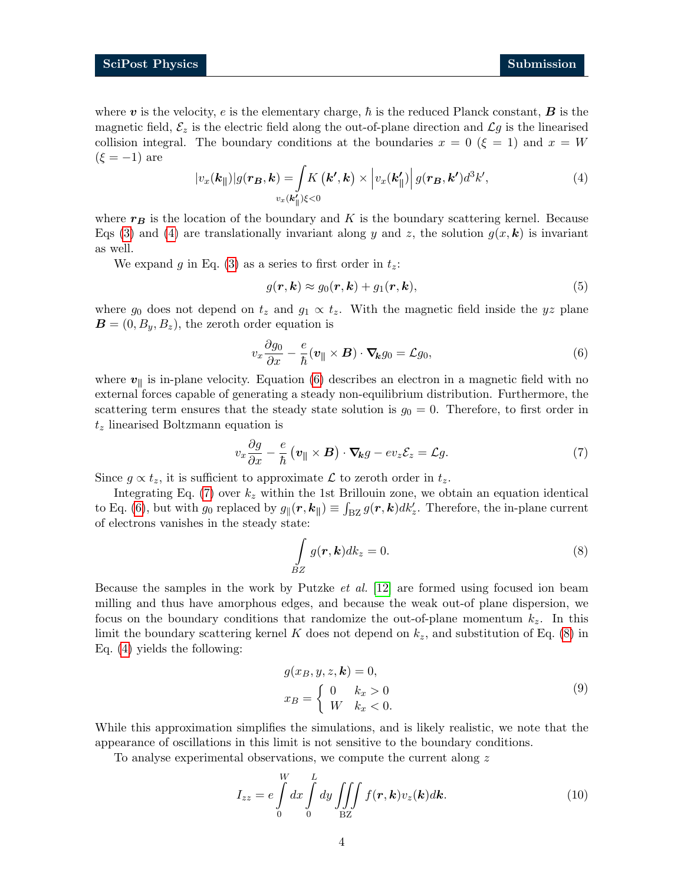where $\boldsymbol{v}$ is the velocity, $e$ is the elementary charge, $\hbar$ is the reduced Planck constant, $\boldsymbol{B}$ is the magnetic field, $\mathcal{E}_z$ is the electric field along the out-of-plane direction and $\mathcal{L}g$ is the linearised collision integral. The boundary conditions at the boundaries $x = 0$ ($\xi = 1$) and $x = W$ ($\xi = -1$) are

$$
|v_x(\boldsymbol{k}_\parallel)|g(\boldsymbol{r_B}, \boldsymbol{k}) = \int\limits_{v_x(\boldsymbol{k'_\parallel})\xi<0} K\left(\boldsymbol{k'}, \boldsymbol{k}\right) \times \left|v_x(\boldsymbol{k'_\parallel})\right| g(\boldsymbol{r_B}, \boldsymbol{k'}) d^3k', \tag{4}
$$

where $\boldsymbol{r_B}$ is the location of the boundary and $K$ is the boundary scattering kernel. Because Eqs (3) and (4) are translationally invariant along $y$ and $z$, the solution $g(x, \boldsymbol{k})$ is invariant as well.

We expand $g$ in Eq. (3) as a series to first order in $t_z$:

$$
g(\boldsymbol{r}, \boldsymbol{k}) \approx g_0(\boldsymbol{r}, \boldsymbol{k}) + g_1(\boldsymbol{r}, \boldsymbol{k}), \tag{5}
$$

where $g_0$ does not depend on $t_z$ and $g_1 \propto t_z$. With the magnetic field inside the $yz$ plane $\boldsymbol{B} = (0, B_y, B_z)$, the zeroth order equation is

$$
v_x \frac{\partial g_0}{\partial x} - \frac{e}{\hbar}(\boldsymbol{v}_\parallel \times \boldsymbol{B}) \cdot \boldsymbol{\nabla_k} g_0 = \mathcal{L}g_0, \tag{6}
$$

where $\boldsymbol{v}_\parallel$ is in-plane velocity. Equation (6) describes an electron in a magnetic field with no external forces capable of generating a steady non-equilibrium distribution. Furthermore, the scattering term ensures that the steady state solution is $g_0 = 0$. Therefore, to first order in $t_z$ linearised Boltzmann equation is

$$
v_x \frac{\partial g}{\partial x} - \frac{e}{\hbar}\left(\boldsymbol{v}_\parallel \times \boldsymbol{B}\right) \cdot \boldsymbol{\nabla_k} g - e v_z \mathcal{E}_z = \mathcal{L}g. \tag{7}
$$

Since $g \propto t_z$, it is sufficient to approximate $\mathcal{L}$ to zeroth order in $t_z$.

Integrating Eq. (7) over $k_z$ within the 1st Brillouin zone, we obtain an equation identical to Eq. (6), but with $g_0$ replaced by $g_\parallel(\boldsymbol{r}, \boldsymbol{k}_\parallel) \equiv \int_{\text{BZ}} g(\boldsymbol{r}, \boldsymbol{k}) dk'_z$. Therefore, the in-plane current of electrons vanishes in the steady state:

$$
\int\limits_{BZ} g(\boldsymbol{r}, \boldsymbol{k}) dk_z = 0. \tag{8}
$$

Because the samples in the work by Putzke *et al.* [12] are formed using focused ion beam milling and thus have amorphous edges, and because the weak out-of plane dispersion, we focus on the boundary conditions that randomize the out-of-plane momentum $k_z$. In this limit the boundary scattering kernel $K$ does not depend on $k_z$, and substitution of Eq. (8) in Eq. (4) yields the following:

$$
\begin{aligned}
&g(x_B, y, z, \boldsymbol{k}) = 0, \\
&x_B = \left\{ \begin{array}{ll} 0 & k_x > 0 \\ W & k_x < 0. \end{array} \right.
\end{aligned} \tag{9}
$$

While this approximation simplifies the simulations, and is likely realistic, we note that the appearance of oscillations in this limit is not sensitive to the boundary conditions.

To analyse experimental observations, we compute the current along $z$

$$
I_{zz} = e \int\limits_0^W dx \int\limits_0^L dy \iiint\limits_{\text{BZ}} f(\boldsymbol{r}, \boldsymbol{k}) v_z(\boldsymbol{k}) d\boldsymbol{k}. \tag{10}
$$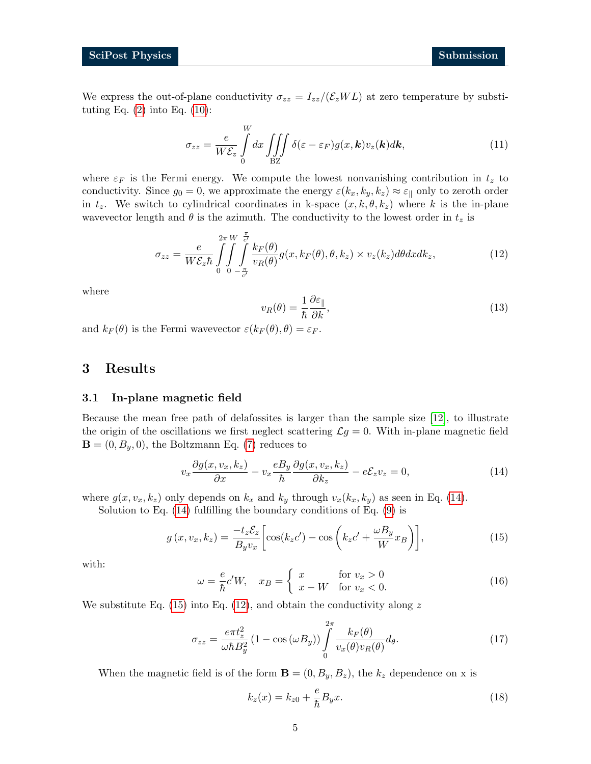We express the out-of-plane conductivity $\sigma_{zz} = I_{zz}/(\mathcal{E}_z WL)$ at zero temperature by substituting Eq. (2) into Eq. (10):

$$\sigma_{zz} = \frac{e}{W\mathcal{E}_z} \int_0^W dx \iiint_{\mathrm{BZ}} \delta(\varepsilon - \varepsilon_F) g(x, \boldsymbol{k}) v_z(\boldsymbol{k}) d\boldsymbol{k}, \tag{11}$$

where $\varepsilon_F$ is the Fermi energy. We compute the lowest nonvanishing contribution in $t_z$ to conductivity. Since $g_0 = 0$, we approximate the energy $\varepsilon(k_x, k_y, k_z) \approx \varepsilon_\parallel$ only to zeroth order in $t_z$. We switch to cylindrical coordinates in k-space $(x, k, \theta, k_z)$ where $k$ is the in-plane wavevector length and $\theta$ is the azimuth. The conductivity to the lowest order in $t_z$ is

$$\sigma_{zz} = \frac{e}{W\mathcal{E}_z \hbar} \int_0^{2\pi} \int_0^W \int_{-\frac{\pi}{c'}}^{\frac{\pi}{c'}} \frac{k_F(\theta)}{v_R(\theta)} g(x, k_F(\theta), \theta, k_z) \times v_z(k_z) d\theta dx dk_z, \tag{12}$$

where

$$v_R(\theta) = \frac{1}{\hbar} \frac{\partial \varepsilon_\parallel}{\partial k}, \tag{13}$$

and $k_F(\theta)$ is the Fermi wavevector $\varepsilon(k_F(\theta), \theta) = \varepsilon_F$.

## 3 Results

### 3.1 In-plane magnetic field

Because the mean free path of delafossites is larger than the sample size [12], to illustrate the origin of the oscillations we first neglect scattering $\mathcal{L}g = 0$. With in-plane magnetic field $\mathbf{B} = (0, B_y, 0)$, the Boltzmann Eq. (7) reduces to

$$v_x \frac{\partial g(x, v_x, k_z)}{\partial x} - v_x \frac{eB_y}{\hbar} \frac{\partial g(x, v_x, k_z)}{\partial k_z} - e\mathcal{E}_z v_z = 0, \tag{14}$$

where $g(x, v_x, k_z)$ only depends on $k_x$ and $k_y$ through $v_x(k_x, k_y)$ as seen in Eq. (14).

Solution to Eq. (14) fulfilling the boundary conditions of Eq. (9) is

$$g(x, v_x, k_z) = \frac{-t_z \mathcal{E}_z}{B_y v_x} \left[ \cos(k_z c') - \cos\left( k_z c' + \frac{\omega B_y}{W} x_B \right) \right], \tag{15}$$

with:

$$\omega = \frac{e}{\hbar} c' W, \quad x_B = \begin{cases} x & \text{for } v_x > 0 \\ x - W & \text{for } v_x < 0. \end{cases} \tag{16}$$

We substitute Eq. (15) into Eq. (12), and obtain the conductivity along $z$

$$\sigma_{zz} = \frac{e\pi t_z^2}{\omega \hbar B_y^2} \left(1 - \cos(\omega B_y)\right) \int_0^{2\pi} \frac{k_F(\theta)}{v_x(\theta) v_R(\theta)} d_\theta. \tag{17}$$

When the magnetic field is of the form $\mathbf{B} = (0, B_y, B_z)$, the $k_z$ dependence on x is

$$k_z(x) = k_{z0} + \frac{e}{\hbar} B_y x. \tag{18}$$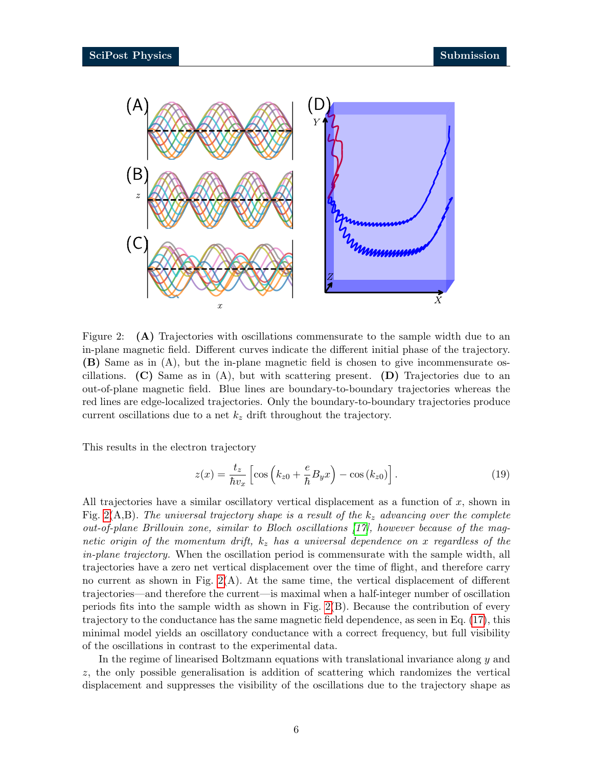Figure 2: **(A)** Trajectories with oscillations commensurate to the sample width due to an in-plane magnetic field. Different curves indicate the different initial phase of the trajectory. **(B)** Same as in (A), but the in-plane magnetic field is chosen to give incommensurate oscillations. **(C)** Same as in (A), but with scattering present. **(D)** Trajectories due to an out-of-plane magnetic field. Blue lines are boundary-to-boundary trajectories whereas the red lines are edge-localized trajectories. Only the boundary-to-boundary trajectories produce current oscillations due to a net $k_z$ drift throughout the trajectory.

This results in the electron trajectory

$$z(x) = \frac{t_z}{\hbar v_x}\left[\cos\left(k_{z0} + \frac{e}{\hbar}B_y x\right) - \cos\left(k_{z0}\right)\right]. \tag{19}$$

All trajectories have a similar oscillatory vertical displacement as a function of $x$, shown in Fig. 2(A,B). *The universal trajectory shape is a result of the $k_z$ advancing over the complete out-of-plane Brillouin zone, similar to Bloch oscillations [17], however because of the magnetic origin of the momentum drift, $k_z$ has a universal dependence on $x$ regardless of the in-plane trajectory.* When the oscillation period is commensurate with the sample width, all trajectories have a zero net vertical displacement over the time of flight, and therefore carry no current as shown in Fig. 2(A). At the same time, the vertical displacement of different trajectories—and therefore the current—is maximal when a half-integer number of oscillation periods fits into the sample width as shown in Fig. 2(B). Because the contribution of every trajectory to the conductance has the same magnetic field dependence, as seen in Eq. (17), this minimal model yields an oscillatory conductance with a correct frequency, but full visibility of the oscillations in contrast to the experimental data.

In the regime of linearised Boltzmann equations with translational invariance along $y$ and $z$, the only possible generalisation is addition of scattering which randomizes the vertical displacement and suppresses the visibility of the oscillations due to the trajectory shape as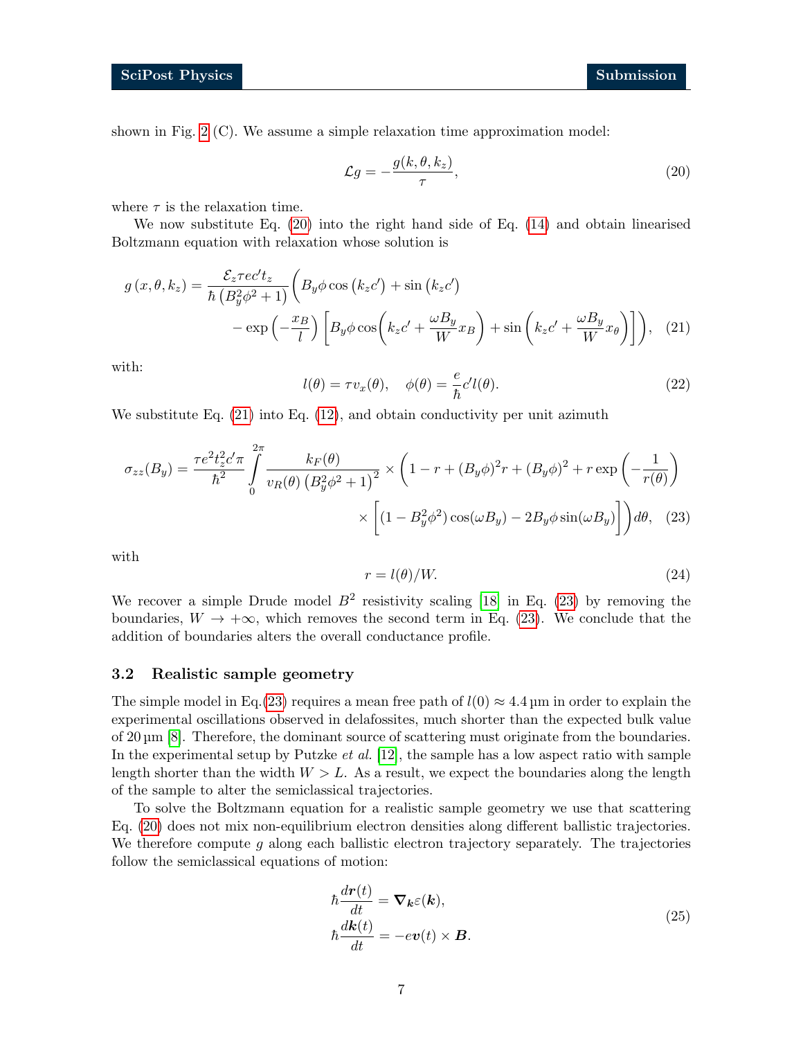shown in Fig. 2 (C). We assume a simple relaxation time approximation model:

$$\mathcal{L}g = -\frac{g(k,\theta,k_z)}{\tau}, \tag{20}$$

where $\tau$ is the relaxation time.

We now substitute Eq. (20) into the right hand side of Eq. (14) and obtain linearised Boltzmann equation with relaxation whose solution is

$$g\left(x,\theta,k_z\right) = \frac{\mathcal{E}_z \tau e c' t_z}{\hbar\left(B_y^2\phi^2+1\right)}\Bigg(B_y\phi\cos\left(k_z c'\right)+\sin\left(k_z c'\right) \\ -\exp\left(-\frac{x_B}{l}\right)\left[B_y\phi\cos\!\left(k_z c'+\frac{\omega B_y}{W}x_B\right)+\sin\!\left(k_z c'+\frac{\omega B_y}{W}x_\theta\right)\right]\Bigg), \tag{21}$$

with:

$$l(\theta) = \tau v_x(\theta), \quad \phi(\theta) = \frac{e}{\hbar}c' l(\theta). \tag{22}$$

We substitute Eq. (21) into Eq. (12), and obtain conductivity per unit azimuth

$$\sigma_{zz}(B_y) = \frac{\tau e^2 t_z^2 c' \pi}{\hbar^2}\int_0^{2\pi}\frac{k_F(\theta)}{v_R(\theta)\left(B_y^2\phi^2+1\right)^2}\times\Bigg(1-r+(B_y\phi)^2 r+(B_y\phi)^2+r\exp\left(-\frac{1}{r(\theta)}\right) \\ \times\left[(1-B_y^2\phi^2)\cos(\omega B_y)-2B_y\phi\sin(\omega B_y)\right]\Bigg)d\theta, \tag{23}$$

with

$$r = l(\theta)/W. \tag{24}$$

We recover a simple Drude model $B^2$ resistivity scaling [18] in Eq. (23) by removing the boundaries, $W \to +\infty$, which removes the second term in Eq. (23). We conclude that the addition of boundaries alters the overall conductance profile.

### 3.2 Realistic sample geometry

The simple model in Eq.(23) requires a mean free path of $l(0) \approx 4.4\,\mu\text{m}$ in order to explain the experimental oscillations observed in delafossites, much shorter than the expected bulk value of $20\,\mu\text{m}$ [8]. Therefore, the dominant source of scattering must originate from the boundaries. In the experimental setup by Putzke *et al.* [12], the sample has a low aspect ratio with sample length shorter than the width $W > L$. As a result, we expect the boundaries along the length of the sample to alter the semiclassical trajectories.

To solve the Boltzmann equation for a realistic sample geometry we use that scattering Eq. (20) does not mix non-equilibrium electron densities along different ballistic trajectories. We therefore compute $g$ along each ballistic electron trajectory separately. The trajectories follow the semiclassical equations of motion:

$$\begin{aligned}\hbar\frac{d\boldsymbol{r}(t)}{dt} &= \boldsymbol{\nabla}_{\boldsymbol{k}}\varepsilon(\boldsymbol{k}),\\ \hbar\frac{d\boldsymbol{k}(t)}{dt} &= -e\boldsymbol{v}(t)\times\boldsymbol{B}.\end{aligned} \tag{25}$$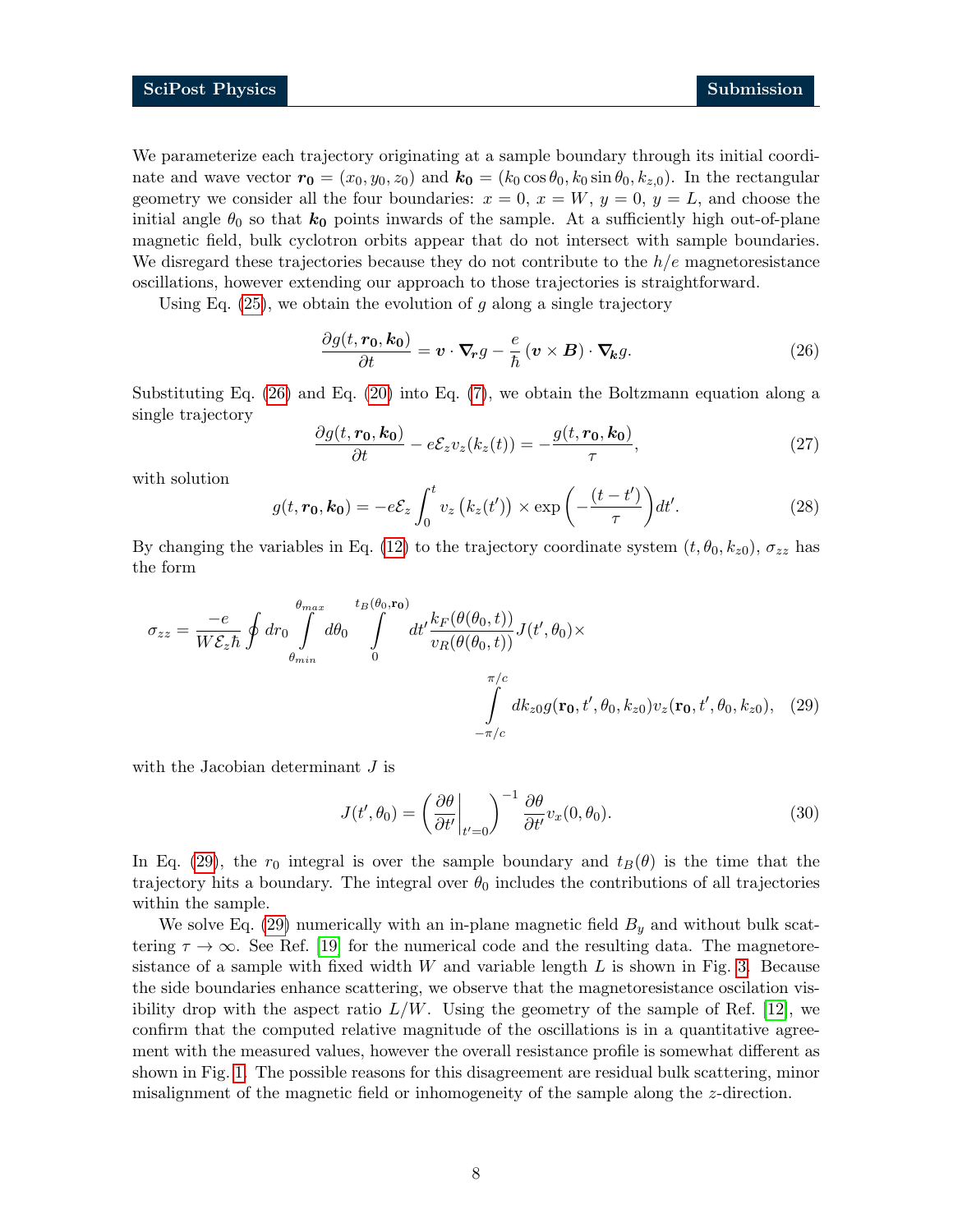We parameterize each trajectory originating at a sample boundary through its initial coordinate and wave vector $\boldsymbol{r_0} = (x_0, y_0, z_0)$ and $\boldsymbol{k_0} = (k_0 \cos\theta_0, k_0 \sin\theta_0, k_{z,0})$. In the rectangular geometry we consider all the four boundaries: $x = 0$, $x = W$, $y = 0$, $y = L$, and choose the initial angle $\theta_0$ so that $\boldsymbol{k_0}$ points inwards of the sample. At a sufficiently high out-of-plane magnetic field, bulk cyclotron orbits appear that do not intersect with sample boundaries. We disregard these trajectories because they do not contribute to the $h/e$ magnetoresistance oscillations, however extending our approach to those trajectories is straightforward.

Using Eq. (25), we obtain the evolution of $g$ along a single trajectory

$$\frac{\partial g(t, \boldsymbol{r_0}, \boldsymbol{k_0})}{\partial t} = \boldsymbol{v} \cdot \boldsymbol{\nabla_r} g - \frac{e}{\hbar} (\boldsymbol{v} \times \boldsymbol{B}) \cdot \boldsymbol{\nabla_k} g. \tag{26}$$

Substituting Eq. (26) and Eq. (20) into Eq. (7), we obtain the Boltzmann equation along a single trajectory

$$\frac{\partial g(t, \boldsymbol{r_0}, \boldsymbol{k_0})}{\partial t} - e\mathcal{E}_z v_z(k_z(t)) = -\frac{g(t, \boldsymbol{r_0}, \boldsymbol{k_0})}{\tau}, \tag{27}$$

with solution

$$g(t, \boldsymbol{r_0}, \boldsymbol{k_0}) = -e\mathcal{E}_z \int_0^t v_z\left(k_z(t')\right) \times \exp\left(-\frac{(t-t')}{\tau}\right) dt'. \tag{28}$$

By changing the variables in Eq. (12) to the trajectory coordinate system $(t, \theta_0, k_{z0})$, $\sigma_{zz}$ has the form

$$\sigma_{zz} = \frac{-e}{W\mathcal{E}_z\hbar} \oint dr_0 \int\limits_{\theta_{min}}^{\theta_{max}} d\theta_0 \int\limits_0^{t_B(\theta_0, \mathbf{r_0})} dt' \frac{k_F(\theta(\theta_0, t))}{v_R(\theta(\theta_0, t))} J(t', \theta_0) \times \int\limits_{-\pi/c}^{\pi/c} dk_{z0}\, g(\mathbf{r_0}, t', \theta_0, k_{z0}) v_z(\mathbf{r_0}, t', \theta_0, k_{z0}), \tag{29}$$

with the Jacobian determinant $J$ is

$$J(t', \theta_0) = \left(\left.\frac{\partial \theta}{\partial t'}\right|_{t'=0}\right)^{-1} \frac{\partial \theta}{\partial t'} v_x(0, \theta_0). \tag{30}$$

In Eq. (29), the $r_0$ integral is over the sample boundary and $t_B(\theta)$ is the time that the trajectory hits a boundary. The integral over $\theta_0$ includes the contributions of all trajectories within the sample.

We solve Eq. (29) numerically with an in-plane magnetic field $B_y$ and without bulk scattering $\tau \to \infty$. See Ref. [19] for the numerical code and the resulting data. The magnetoresistance of a sample with fixed width $W$ and variable length $L$ is shown in Fig. 3. Because the side boundaries enhance scattering, we observe that the magnetoresistance oscillation visibility drop with the aspect ratio $L/W$. Using the geometry of the sample of Ref. [12], we confirm that the computed relative magnitude of the oscillations is in a quantitative agreement with the measured values, however the overall resistance profile is somewhat different as shown in Fig. 1. The possible reasons for this disagreement are residual bulk scattering, minor misalignment of the magnetic field or inhomogeneity of the sample along the $z$-direction.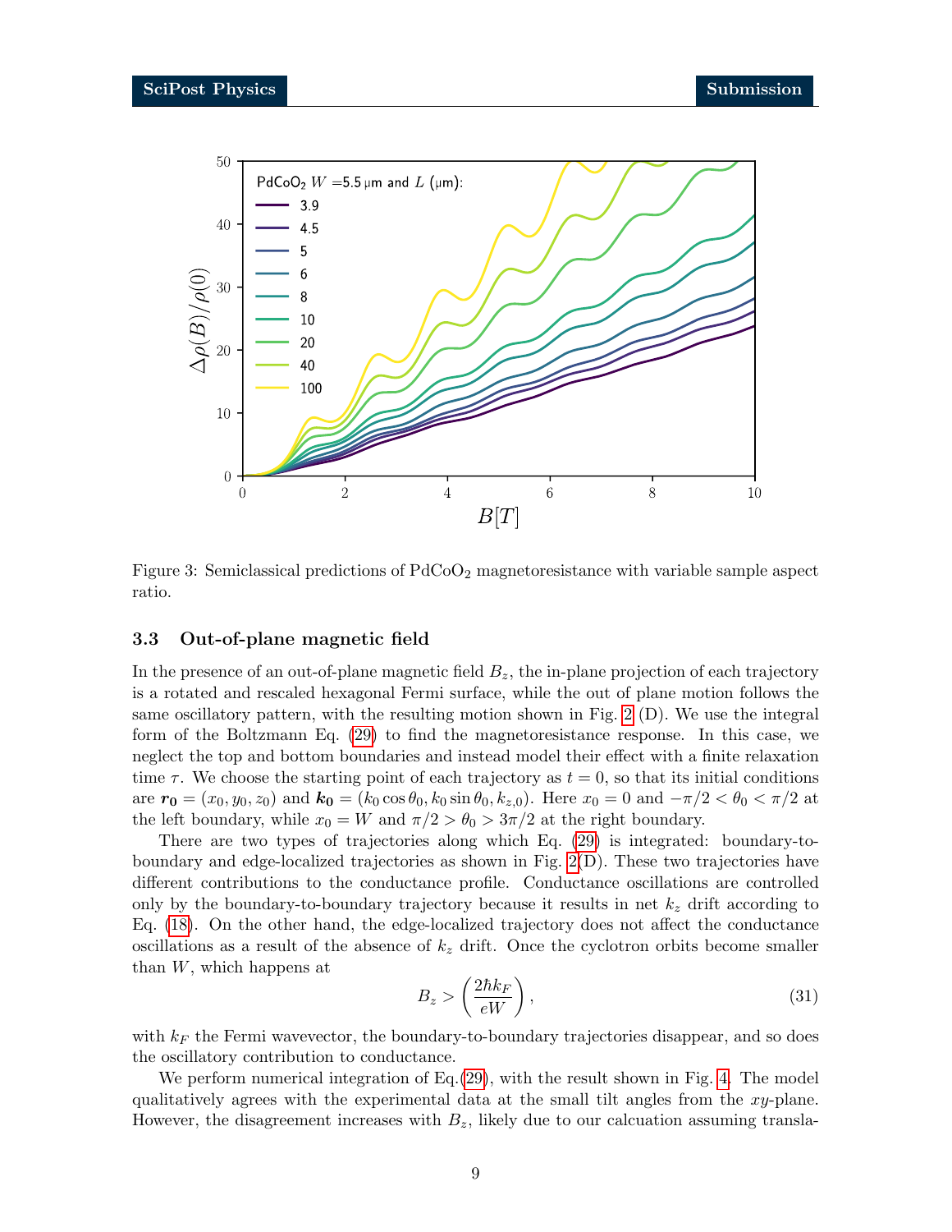Figure 3: Semiclassical predictions of $PdCoO_2$ magnetoresistance with variable sample aspect ratio.

### 3.3 Out-of-plane magnetic field

In the presence of an out-of-plane magnetic field $B_z$, the in-plane projection of each trajectory is a rotated and rescaled hexagonal Fermi surface, while the out of plane motion follows the same oscillatory pattern, with the resulting motion shown in Fig. 2 (D). We use the integral form of the Boltzmann Eq. (29) to find the magnetoresistance response. In this case, we neglect the top and bottom boundaries and instead model their effect with a finite relaxation time $\tau$. We choose the starting point of each trajectory as $t = 0$, so that its initial conditions are $\boldsymbol{r_0} = (x_0, y_0, z_0)$ and $\boldsymbol{k_0} = (k_0 \cos\theta_0, k_0 \sin\theta_0, k_{z,0})$. Here $x_0 = 0$ and $-\pi/2 < \theta_0 < \pi/2$ at the left boundary, while $x_0 = W$ and $\pi/2 > \theta_0 > 3\pi/2$ at the right boundary.

There are two types of trajectories along which Eq. (29) is integrated: boundary-to-boundary and edge-localized trajectories as shown in Fig. 2(D). These two trajectories have different contributions to the conductance profile. Conductance oscillations are controlled only by the boundary-to-boundary trajectory because it results in net $k_z$ drift according to Eq. (18). On the other hand, the edge-localized trajectory does not affect the conductance oscillations as a result of the absence of $k_z$ drift. Once the cyclotron orbits become smaller than $W$, which happens at

$$B_z > \left(\frac{2\hbar k_F}{eW}\right), \tag{31}$$

with $k_F$ the Fermi wavevector, the boundary-to-boundary trajectories disappear, and so does the oscillatory contribution to conductance.

We perform numerical integration of Eq.(29), with the result shown in Fig. 4. The model qualitatively agrees with the experimental data at the small tilt angles from the $xy$-plane. However, the disagreement increases with $B_z$, likely due to our calcuation assuming transla-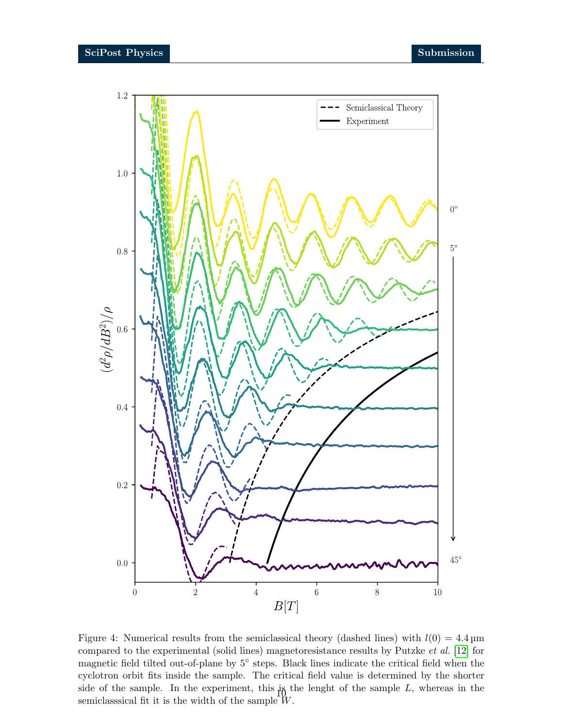Figure 4: Numerical results from the semiclassical theory (dashed lines) with $l(0) = 4.4\,\mu\text{m}$ compared to the experimental (solid lines) magnetoresistance results by Putzke *et al.* [12] for magnetic field tilted out-of-plane by 5° steps. Black lines indicate the critical field when the cyclotron orbit fits inside the sample. The critical field value is determined by the shorter side of the sample. In the experiment, this is the lenght of the sample $L$, whereas in the semiclasssical fit it is the width of the sample $W$.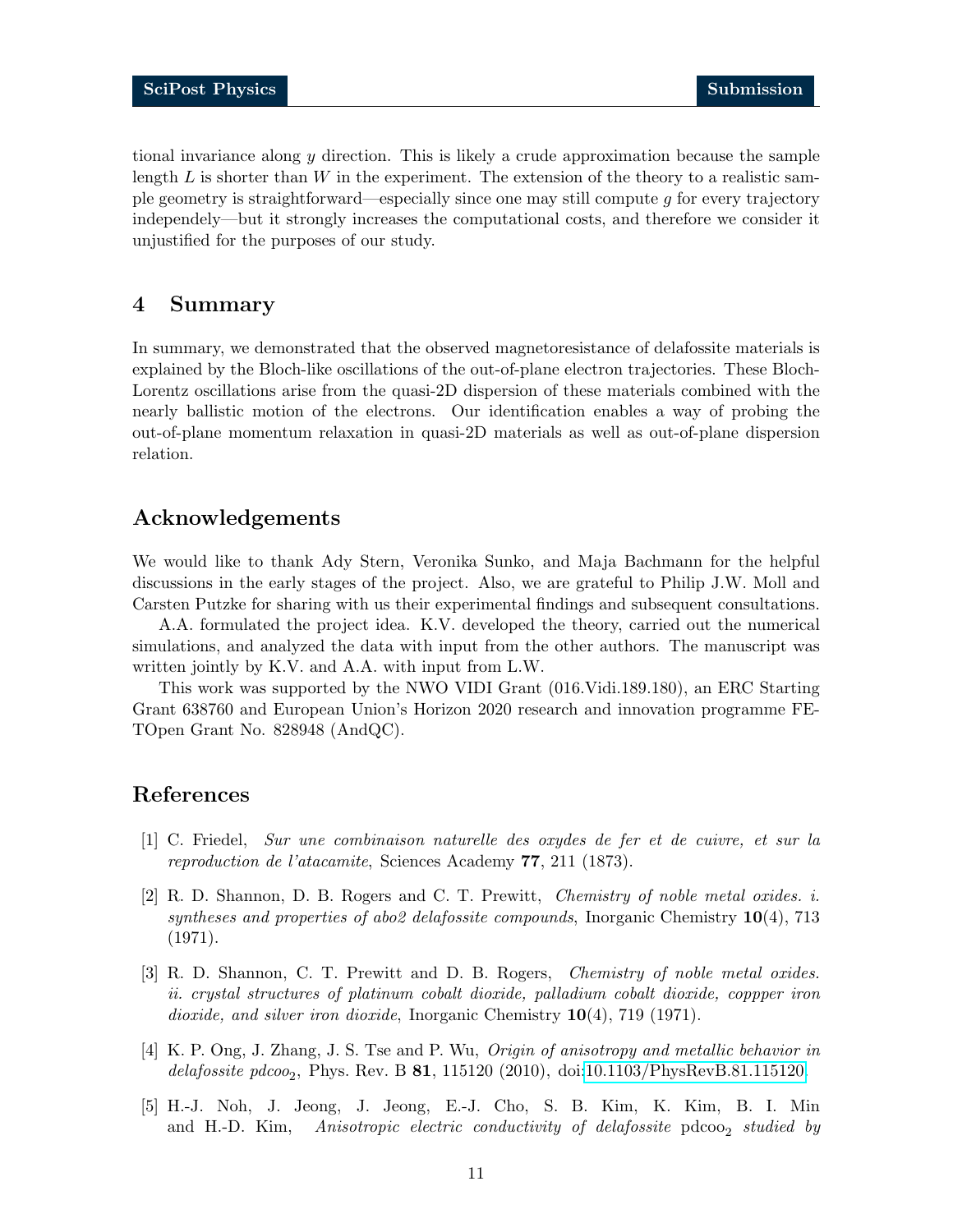tional invariance along $y$ direction. This is likely a crude approximation because the sample length $L$ is shorter than $W$ in the experiment. The extension of the theory to a realistic sample geometry is straightforward—especially since one may still compute $g$ for every trajectory independely—but it strongly increases the computational costs, and therefore we consider it unjustified for the purposes of our study.

## 4 Summary

In summary, we demonstrated that the observed magnetoresistance of delafossite materials is explained by the Bloch-like oscillations of the out-of-plane electron trajectories. These Bloch-Lorentz oscillations arise from the quasi-2D dispersion of these materials combined with the nearly ballistic motion of the electrons. Our identification enables a way of probing the out-of-plane momentum relaxation in quasi-2D materials as well as out-of-plane dispersion relation.

## Acknowledgements

We would like to thank Ady Stern, Veronika Sunko, and Maja Bachmann for the helpful discussions in the early stages of the project. Also, we are grateful to Philip J.W. Moll and Carsten Putzke for sharing with us their experimental findings and subsequent consultations.

A.A. formulated the project idea. K.V. developed the theory, carried out the numerical simulations, and analyzed the data with input from the other authors. The manuscript was written jointly by K.V. and A.A. with input from L.W.

This work was supported by the NWO VIDI Grant (016.Vidi.189.180), an ERC Starting Grant 638760 and European Union's Horizon 2020 research and innovation programme FETOpen Grant No. 828948 (AndQC).

## References

[1] C. Friedel, *Sur une combinaison naturelle des oxydes de fer et de cuivre, et sur la reproduction de l'atacamite*, Sciences Academy **77**, 211 (1873).

[2] R. D. Shannon, D. B. Rogers and C. T. Prewitt, *Chemistry of noble metal oxides. i. syntheses and properties of abo2 delafossite compounds*, Inorganic Chemistry **10**(4), 713 (1971).

[3] R. D. Shannon, C. T. Prewitt and D. B. Rogers, *Chemistry of noble metal oxides. ii. crystal structures of platinum cobalt dioxide, palladium cobalt dioxide, coppper iron dioxide, and silver iron dioxide*, Inorganic Chemistry **10**(4), 719 (1971).

[4] K. P. Ong, J. Zhang, J. S. Tse and P. Wu, *Origin of anisotropy and metallic behavior in delafossite* $pdcoo_2$, Phys. Rev. B **81**, 115120 (2010), doi:10.1103/PhysRevB.81.115120.

[5] H.-J. Noh, J. Jeong, J. Jeong, E.-J. Cho, S. B. Kim, K. Kim, B. I. Min and H.-D. Kim, *Anisotropic electric conductivity of delafossite* $pdcoo_2$ *studied by*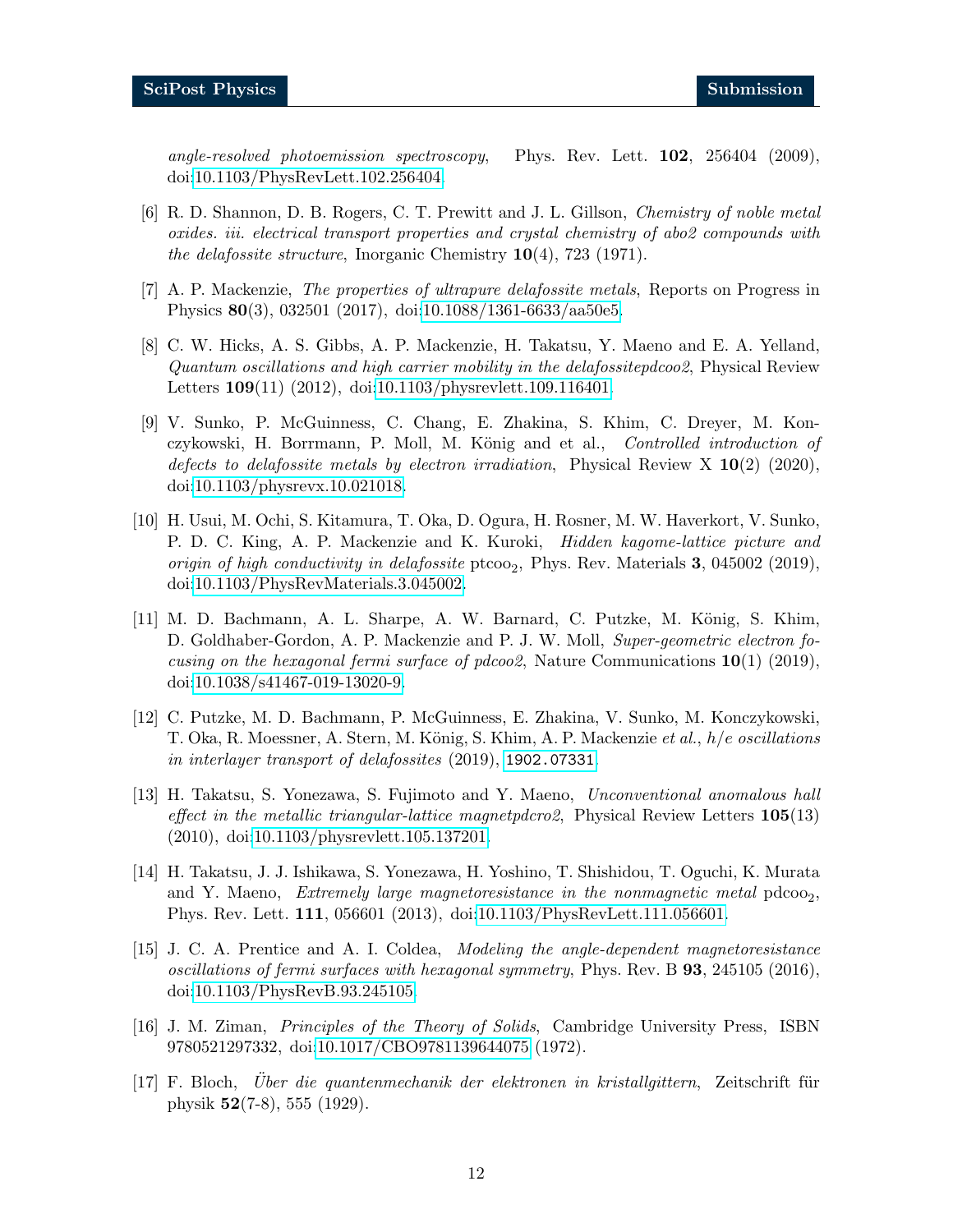*angle-resolved photoemission spectroscopy*, Phys. Rev. Lett. **102**, 256404 (2009), doi:10.1103/PhysRevLett.102.256404.

[6] R. D. Shannon, D. B. Rogers, C. T. Prewitt and J. L. Gillson, *Chemistry of noble metal oxides. iii. electrical transport properties and crystal chemistry of abo2 compounds with the delafossite structure*, Inorganic Chemistry **10**(4), 723 (1971).

[7] A. P. Mackenzie, *The properties of ultrapure delafossite metals*, Reports on Progress in Physics **80**(3), 032501 (2017), doi:10.1088/1361-6633/aa50e5.

[8] C. W. Hicks, A. S. Gibbs, A. P. Mackenzie, H. Takatsu, Y. Maeno and E. A. Yelland, *Quantum oscillations and high carrier mobility in the delafossitepdcoo2*, Physical Review Letters **109**(11) (2012), doi:10.1103/physrevlett.109.116401.

[9] V. Sunko, P. McGuinness, C. Chang, E. Zhakina, S. Khim, C. Dreyer, M. Konczykowski, H. Borrmann, P. Moll, M. König and et al., *Controlled introduction of defects to delafossite metals by electron irradiation*, Physical Review X **10**(2) (2020), doi:10.1103/physrevx.10.021018.

[10] H. Usui, M. Ochi, S. Kitamura, T. Oka, D. Ogura, H. Rosner, M. W. Haverkort, V. Sunko, P. D. C. King, A. P. Mackenzie and K. Kuroki, *Hidden kagome-lattice picture and origin of high conductivity in delafossite* $\mathrm{ptcoo_2}$, Phys. Rev. Materials **3**, 045002 (2019), doi:10.1103/PhysRevMaterials.3.045002.

[11] M. D. Bachmann, A. L. Sharpe, A. W. Barnard, C. Putzke, M. König, S. Khim, D. Goldhaber-Gordon, A. P. Mackenzie and P. J. W. Moll, *Super-geometric electron focusing on the hexagonal fermi surface of pdcoo2*, Nature Communications **10**(1) (2019), doi:10.1038/s41467-019-13020-9.

[12] C. Putzke, M. D. Bachmann, P. McGuinness, E. Zhakina, V. Sunko, M. Konczykowski, T. Oka, R. Moessner, A. Stern, M. König, S. Khim, A. P. Mackenzie *et al.*, *h/e oscillations in interlayer transport of delafossites* (2019), 1902.07331.

[13] H. Takatsu, S. Yonezawa, S. Fujimoto and Y. Maeno, *Unconventional anomalous hall effect in the metallic triangular-lattice magnetpdcro2*, Physical Review Letters **105**(13) (2010), doi:10.1103/physrevlett.105.137201.

[14] H. Takatsu, J. J. Ishikawa, S. Yonezawa, H. Yoshino, T. Shishidou, T. Oguchi, K. Murata and Y. Maeno, *Extremely large magnetoresistance in the nonmagnetic metal* $\mathrm{pdcoo_2}$, Phys. Rev. Lett. **111**, 056601 (2013), doi:10.1103/PhysRevLett.111.056601.

[15] J. C. A. Prentice and A. I. Coldea, *Modeling the angle-dependent magnetoresistance oscillations of fermi surfaces with hexagonal symmetry*, Phys. Rev. B **93**, 245105 (2016), doi:10.1103/PhysRevB.93.245105.

[16] J. M. Ziman, *Principles of the Theory of Solids*, Cambridge University Press, ISBN 9780521297332, doi:10.1017/CBO9781139644075 (1972).

[17] F. Bloch, *Über die quantenmechanik der elektronen in kristallgittern*, Zeitschrift für physik **52**(7-8), 555 (1929).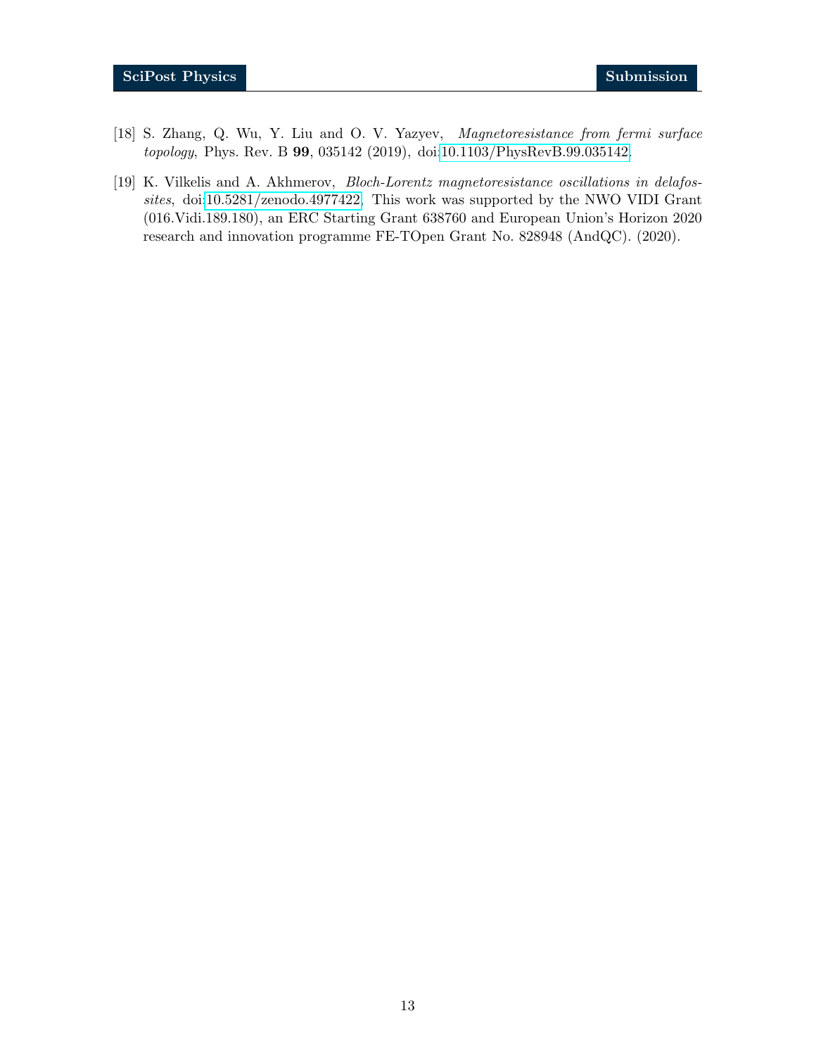[18] S. Zhang, Q. Wu, Y. Liu and O. V. Yazyev, *Magnetoresistance from fermi surface topology*, Phys. Rev. B **99**, 035142 (2019), doi:10.1103/PhysRevB.99.035142.

[19] K. Vilkelis and A. Akhmerov, *Bloch-Lorentz magnetoresistance oscillations in delafossites*, doi:10.5281/zenodo.4977422. This work was supported by the NWO VIDI Grant (016.Vidi.189.180), an ERC Starting Grant 638760 and European Union's Horizon 2020 research and innovation programme FE-TOpen Grant No. 828948 (AndQC). (2020).